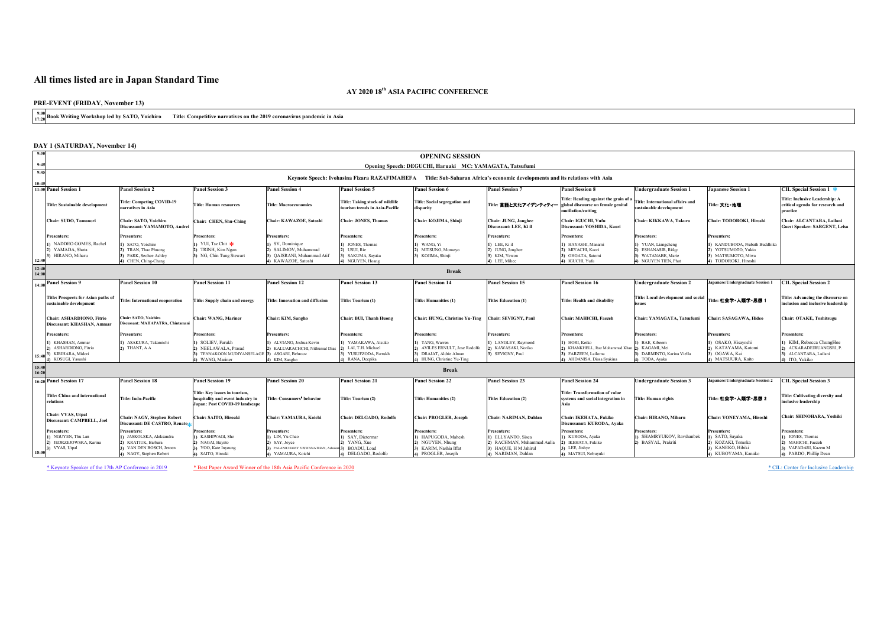# All times listed are in Japan Standard Time

## AY 2020 18th ASIA PACIFIC CONFERENCE

### PRE-EVENT (FRIDAY, November 13)

| Time | Event |
|---|---|
| 9:00–17:20 | **Book Writing Workshop led by SATO, Yoichiro** **Title: Competitive narratives on the 2019 coronavirus pandemic in Asia** |

### DAY 1 (SATURDAY, November 14)

| Time | Event |
|---|---|
| 9:30–9:45 | **OPENING SESSION** Opening Speech: DEGUCHI, Haruaki MC: YAMAGATA, Tatsufumi |
| 9:45–10:45 | Keynote Speech: Ivohasina Fizara RAZAFIMAHEFA Title: Sub-Saharan Africa's economic developments and its relations with Asia |

**11:00–12:40**

| Panel Session 1 | Panel Session 2 | Panel Session 3 | Panel Session 4 | Panel Session 5 | Panel Session 6 | Panel Session 7 | Panel Session 8 | Undergraduate Session 1 | Japanese Session 1 | CIL Special Session 1 * |
|---|---|---|---|---|---|---|---|---|---|---|
| Title: Sustainable development | Title: Competing COVID-19 narratives in Asia | Title: Human resources | Title: Macroeconomics | Title: Taking stock of wildlife tourism trends in Asia-Pacific | Title: Social segregation and disparity | Title: 言語と文化アイデンティティー | Title: Reading against the grain of a global discourse on female genital mutilation/cutting | Title: International affairs and sustainable development | Title: 文化・地理 | Title: Inclusive Leadership: A critical agenda for research and practice |
| Chair: SUDO, Tomonori | Chair: SATO, Yoichiro Discussant: YAMAMOTO, Andrei | Chair: CHEN, Shu-Ching | Chair: KAWAZOE, Satoshi | Chair: JONES, Thomas | Chair: KOJIMA, Shinji | Chair: JUNG, Jonghee Discussant: LEE, Ki il | Chair: IGUCHI, Yufu Discussant: YOSHIDA, Kaori | Chair: KIKKAWA, Takuro | Chair: TODOROKI, Hiroshi | Chair: ALCANTARA, Lailani Guest Speaker: SARGENT, Leisa |
| Presenters: | Presenters: | Presenters: | Presenters: | Presenters: | Presenters: | Presenters: | Presenters: | Presenters: | Presenters: | |
| 1) NADDEO GOMES, Rachel 2) YAMADA, Shota 3) HIRANO, Miharu | 1) SATO, Yoichiro 2) TRAN, Thao Phuong 3) PARK, Seohee Ashley 4) CHEN, Ching-Chang | 1) YUI, Tsz Chit * 2) TRINH, Kim Ngan 3) NG, Chin Tung Stewart | 1) SY, Dominique 2) SALIMOV, Muhammad 3) QAISRANI, Muhammad Atif 4) KAWAZOE, Satoshi | 1) JONES, Thomas 2) USUI, Rie 3) SAKUMA, Sayaka 4) NGUYEN, Hoang | 1) WANG, Yi 2) MITSUNO, Momoyo 3) KOJIMA, Shinji | 1) LEE, Ki il 2) JUNG, Jonghee 3) KIM, Yewon 4) LEE, Mihee | 1) HAYASHI, Manami 2) MIYACHI, Kaori 3) OHGATA, Satomi 4) IGUCHI, Yufu | 1) YUAN, Liangcheng 2) ESHANASIR, Rifqy 3) WATANABE, Marie 4) NGUYEN TIEN, Phat | 1) KANDUBODA, Prabath Buddhika 2) YOTSUMOTO, Yukio 3) MATSUMOTO, Miwa 4) TODOROKI, Hiroshi | |

**12:40–14:00 Break**

**14:00–15:40**

| Panel Session 9 | Panel Session 10 | Panel Session 11 | Panel Session 12 | Panel Session 13 | Panel Session 14 | Panel Session 15 | Panel Session 16 | Undergraduate Session 2 | Japanese/Undergraduate Session 1 | CIL Special Session 2 |
|---|---|---|---|---|---|---|---|---|---|---|
| Title: Prospects for Asian paths of sustainable development | Title: International cooperation | Title: Supply chain and energy | Title: Innovation and diffusion | Title: Tourism (1) | Title: Humanities (1) | Title: Education (1) | Title: Health and disability | Title: Local development and social issues | Title: 社会学・人類学・思想 1 | Title: Advancing the discourse on inclusion and inclusive leadership |
| Chair: ASHARDIONO, Fitrio Discussant: KHASHAN, Ammar | Chair: SATO, Yoichiro Discussant: MAHAPATRA, Chintamani | Chair: WANG, Mariner | Chair: KIM, Sangho | Chair: BUI, Thanh Huong | Chair: HUNG, Christine Yu-Ting | Chair: SEVIGNY, Paul | Chair: MAHICHI, Faezeh | Chair: YAMAGATA, Tatsufumi | Chair: SASAGAWA, Hideo | Chair: OTAKE, Toshitsugu |
| Presenters: | Presenters: | Presenters: | Presenters: | Presenters: | Presenters: | Presenters: | Presenters: | Presenters: | Presenters: | Presenters: |
| 1) KHASHAN, Ammar 2) ASHARDIONO, Fitrio 3) KIRIHARA, Midori 4) KOSUGI, Yasushi | 1) ASAKURA, Takamichi 2) THANT, A A | 1) SOLIEV, Farukh 2) NEELAWALA, Prasad 3) TENNAKOON MUDIYANSELAGE 4) WANG, Mariner | 1) ALVIANO, Joshua Kevin 2) KALUARACHCHI, Nithumal Dias 3) ASGARI, Behrooz 4) KIM, Sangho | 1) YAMAKAWA, Atsuko 2) LAI, T.H. Michael 3) YUSUFZODA, Farrukh 4) RANA, Deepika | 1) TANG, Warren 2) AVILES ERNULT, Jose Rodolfo 3) DRAJAT, Aldrie Alman 4) HUNG, Christine Yu-Ting | 1) LANGLEY, Raymond 2) KAWASAKI, Noriko 3) SEVIGNY, Paul | 1) HORI, Keiko 2) KHANKHELL, Raz Mohammad Khan 3) FARZEEN, Lailoma 4) AHDANISA, Dissa Syakina | 1) BAE, Kibeom 2) KAGAMI, Mei 3) DARMINTO, Karina Viella 4) TODA, Ayaka | 1) OSAKO, Hisayoshi 2) KATAYAMA, Kotomi 3) OGAWA, Kai 4) MATSUURA, Kaito | 1) KIM, Rebecca ChungHee 2) ACKARADEJRUANGSRI, P. 3) ALCANTARA, Lailani 4) ITO, Yukiko |

**15:40–16:20 Break**

**16:20–18:00**

| Panel Session 17 | Panel Session 18 | Panel Session 19 | Panel Session 20 | Panel Session 21 | Panel Session 22 | Panel Session 23 | Panel Session 24 | Undergraduate Session 3 | Japanese/Undergraduate Session 2 | CIL Special Session 3 |
|---|---|---|---|---|---|---|---|---|---|---|
| Title: China and international relations | Title: Indo-Pacific | Title: Key issues in tourism, hospitality and event industry in Japan: Post COVID-19 landscape | Title: Consumers' behavior | Title: Tourism (2) | Title: Humanities (2) | Title: Education (2) | Title: Transformation of value systems and social integration in Asia | Title: Human rights | Title: 社会学・人類学・思想 2 | Title: Cultivating diversity and inclusive leadership |
| Chair: VYAS, Utpal Discussant: CAMPBELL, Joel | Chair: NAGY, Stephen Robert Discussant: DE CASTRO, Renato * | Chair: SAITO, Hiroaki | Chair: YAMAURA, Koichi | Chair: DELGADO, Rodolfo | Chair: PROGLER, Joseph | Chair: NARIMAN, Dahlan | Chair: IKEHATA, Fukiko Discussannt: KURODA, Ayaka | Chair: HIRANO, Miharu | Chair: YONEYAMA, Hiroshi | Chair: SHINOHARA, Yoshiki |
| Presenters: | Presenters: | Presenters: | Presenters: | Presenters: | Presenters: | Presenters: | Presenters: | Presenters: | Presenters: | Presenters: |
| 1) NGUYEN, Thu Lan 2) JEDRZEJOWSKA, Karina 3) VYAS, Utpal | 1) JASKOLSKA, Aleksandra 2) KRATIUK, Barbara 3) VAN DEN BOSCH, Jeroen 4) NAGY, Stephen Robert | 1) KASHIWAGI, Sho 2) NAGAI, Hayato 3) YOO, Kate Injyoung 4) SAITO, Hiroaki | 1) LIN, Yu Chao 2) SAY, Joyce 3) PALANICHAMY VISWANATHAN, Ashokan 4) YAMAURA, Koichi | 1) SAY, Dietermar 2) YANG, Xue 3) BOADU, Load 4) DELGADO, Rodolfo | 1) HAPUGODA, Mahesh 2) NGUYEN, Nhung 3) KARIM, Nashia Iffat 4) PROGLER, Joseph | 1) ELLYANTO, Sisca 2) RACHMAN, Muhammad Aulia 3) HAQUE, H M Jahirul 4) NARIMAN, Dahlan | 1) KURODA, Ayaka 2) IKEHATA, Fukiko 3) LEE, Jinhye 4) MATSUI, Nobuyuki | 1) SHAMRYUKOV, Ravshanbek 2) BASYAL, Prakriti | 1) SATO, Sayaka 2) KOZAKI, Tomoka 3) KANEKO, Hibiki 4) KUBOYAMA, Kanako | 1) JONES, Thomas 2) MAHICHI, Faezeh 3) VAFADARI, Kazem M 4) PARDO, Phillip Dean |

\* Keynote Speaker of the 17th AP Conference in 2019  \* Best Paper Award Winner of the 18th Asia Pacific Conference in 2020  \* CIL: Center for Inclusive Leadership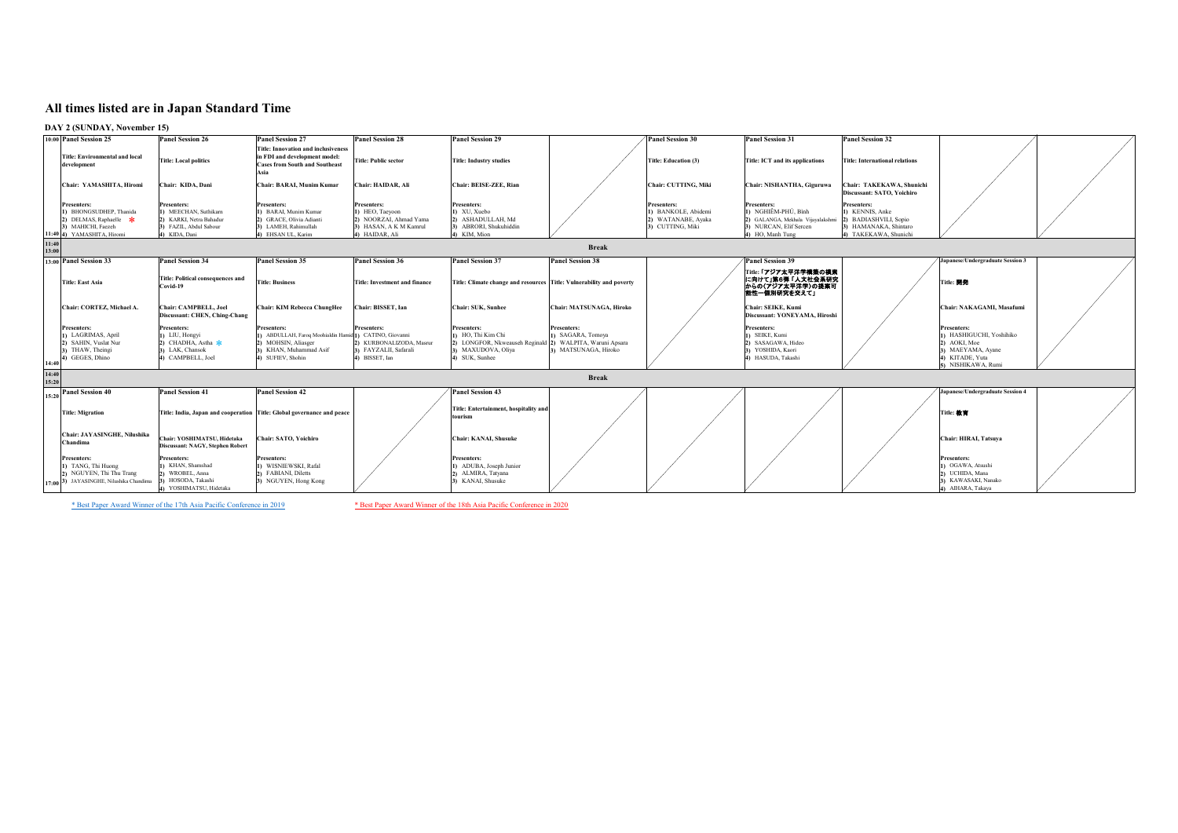# All times listed are in Japan Standard Time

## DAY 2 (SUNDAY, November 15)

| Time | | | | | | | | | | | |
|---|---|---|---|---|---|---|---|---|---|---|---|
| 10:00–11:40 | **Panel Session 25**<br>**Title: Environmental and local development**<br>**Chair: YAMASHITA, Hiromi**<br>**Presenters:**<br>1) BHONGSUDHEP, Thanida<br>2) DELMAS, Raphaelle *<br>3) MAHICHI, Faezeh<br>4) YAMASHITA, Hiromi | **Panel Session 26**<br>**Title: Local politics**<br>**Chair: KIDA, Dani**<br>**Presenters:**<br>1) MEECHAN, Suthikarn<br>2) KARKI, Netra Bahadur<br>3) FAZIL, Abdul Sabour<br>4) KIDA, Dani | **Panel Session 27**<br>**Title: Innovation and inclusiveness in FDI and development model: Cases from South and Southeast Asia**<br>**Chair: BARAI, Munim Kumar**<br>**Presenters:**<br>1) BARAI, Munim Kumar<br>2) GRACE, Olivia Adianti<br>3) LAMEH, Rahimullah<br>4) EHSAN UL, Karim | **Panel Session 28**<br>**Title: Public sector**<br>**Chair: HAIDAR, Ali**<br>**Presenters:**<br>1) HEO, Taeyoon<br>2) NOORZAI, Ahmad Yama<br>3) HASAN, A K M Kamrul<br>4) HAIDAR, Ali | **Panel Session 29**<br>**Title: Industry studies**<br>**Chair: BEISE-ZEE, Rian**<br>**Presenters:**<br>1) XU, Xuebo<br>2) ASHADULLAH, Md<br>3) ABRORI, Shukuhiddin<br>4) KIM, Mion | | **Panel Session 30**<br>**Title: Education (3)**<br>**Chair: CUTTING, Miki**<br>**Presenters:**<br>1) BANKOLE, Abidemi<br>2) WATANABE, Ayaka<br>3) CUTTING, Miki | **Panel Session 31**<br>**Title: ICT and its applications**<br>**Chair: NISHANTHA, Giguruwa**<br>**Presenters:**<br>1) NGHIÊM-PHÚ, Bình<br>2) GALANGA, Mekhala Vijayalakshmi<br>3) NURCAN, Elif Sercen<br>4) HO, Manh Tung | **Panel Session 32**<br>**Title: International relations**<br>**Chair: TAKEKAWA, Shunichi**<br>**Discussant: SATO, Yoichiro**<br>**Presenters:**<br>1) KENNIS, Anke<br>2) BADIASHVILI, Sopio<br>3) HAMANAKA, Shintaro<br>4) TAKEKAWA, Shunichi | | |
| 11:40–13:00 | **Break** | | | | | | | | | | |
| 13:00–14:40 | **Panel Session 33**<br>**Title: East Asia**<br>**Chair: CORTEZ, Michael A.**<br>**Presenters:**<br>1) LAGRIMAS, April<br>2) SAHIN, Vuslat Nur<br>3) THAW, Theingi<br>4) GEGES, Dhino | **Panel Session 34**<br>**Title: Political consequences and Covid-19**<br>**Chair: CAMPBELL, Joel**<br>**Discussant: CHEN, Ching-Chang**<br>**Presenters:**<br>1) LIU, Hongyi<br>2) CHADHA, Astha *<br>3) LAK, Chansok<br>4) CAMPBELL, Joel | **Panel Session 35**<br>**Title: Business**<br>**Chair: KIM Rebecca ChungHee**<br>**Presenters:**<br>1) ABDULLAH, Farooq Moohialdin Hamid<br>2) MOHSIN, Aliasger<br>3) KHAN, Muhammad Asif<br>4) SUFIEV, Shohin | **Panel Session 36**<br>**Title: Investment and finance**<br>**Chair: BISSET, Ian**<br>**Presenters:**<br>1) CATINO, Giovanni<br>2) KURBONALIZODA, Masrur<br>3) FAYZALII, Safarali<br>4) BISSET, Ian | **Panel Session 37**<br>**Title: Climate change and resources**<br>**Chair: SUK, Sunhee**<br>**Presenters:**<br>1) HO, Thi Kim Chi<br>2) LONGFOR, Nkweauseh Reginald<br>3) MAXUDOVA, Oliya<br>4) SUK, Sunhee | **Panel Session 38**<br>**Title: Vulnerability and poverty**<br>**Chair: MATSUNAGA, Hiroko**<br>**Presenters:**<br>1) SAGARA, Tomoya<br>2) WALPITA, Waruni Apsara<br>3) MATSUNAGA, Hiroko | | **Panel Session 39**<br>**Title: 「アジア太平洋学構築の構想に向けて」第6弾「人文社会系研究からの〈アジア太平洋学〉の提案可能性―個別研究を交えて」**<br>**Chair: SEIKE, Kumi**<br>**Discussant: YONEYAMA, Hiroshi**<br>**Presenters:**<br>1) SEIKE, Kumi<br>2) SASAGAWA, Hideo<br>3) YOSHIDA, Kaori<br>4) HASUDA, Takashi | | **Japanese/Undergraduate Session 3**<br>**Title: 開発**<br>**Chair: NAKAGAMI, Masafumi**<br>**Presenters:**<br>1) HASHIGUCHI, Yoshihiko<br>2) AOKI, Moe<br>3) MAEYAMA, Ayane<br>4) KITADE, Yuta<br>5) NISHIKAWA, Rumi | |
| 14:40–15:20 | **Break** | | | | | | | | | | |
| 15:20–17:00 | **Panel Session 40**<br>**Title: Migration**<br>**Chair: JAYASINGHE, Nilushika Chandima**<br>**Presenters:**<br>1) TANG, Thi Huong<br>2) NGUYEN, Thi Thu Trang<br>3) JAYASINGHE, Nilushika Chandima | **Panel Session 41**<br>**Title: India, Japan and cooperation**<br>**Chair: YOSHIMATSU, Hidetaka**<br>**Discussant: NAGY, Stephen Robert**<br>**Presenters:**<br>1) KHAN, Shamshad<br>2) WROBEL, Anna<br>3) HOSODA, Takashi<br>4) YOSHIMATSU, Hidetaka | **Panel Session 42**<br>**Title: Global governance and peace**<br>**Chair: SATO, Yoichiro**<br>**Presenters:**<br>1) WISNIEWSKI, Rafal<br>2) FABIANI, Diletta<br>3) NGUYEN, Hong Kong | | **Panel Session 43**<br>**Title: Entertainment, hospitality and tourism**<br>**Chair: KANAI, Shusuke**<br>**Presenters:**<br>1) ADUBA, Joseph Junior<br>2) ALMIRA, Tatyana<br>3) KANAI, Shusuke | | | | | **Japanese/Undergraduate Session 4**<br>**Title: 教育**<br>**Chair: HIRAI, Tatsuya**<br>**Presenters:**<br>1) OGAWA, Atsushi<br>2) UCHIDA, Mana<br>3) KAWASAKI, Nanako<br>4) AIHARA, Takaya | |

* Best Paper Award Winner of the 17th Asia Pacific Conference in 2019

* Best Paper Award Winner of the 18th Asia Pacific Conference in 2020